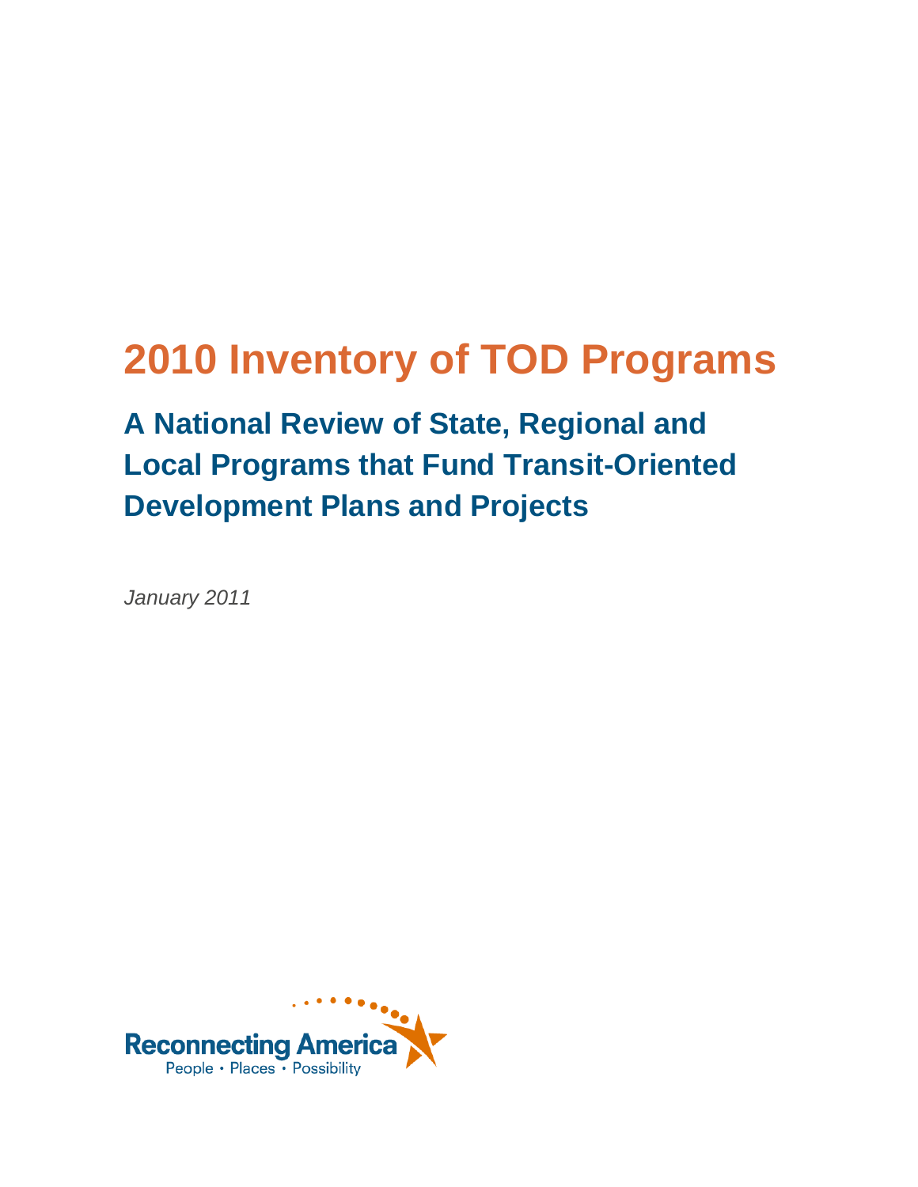# 2010 Inventory of TOD Programs

## A National Review of State, Regional and Local Programs that Fund Transit-Oriented Development Plans and Projects

*January 2011*

Reconnecting America

People • Places • Possibility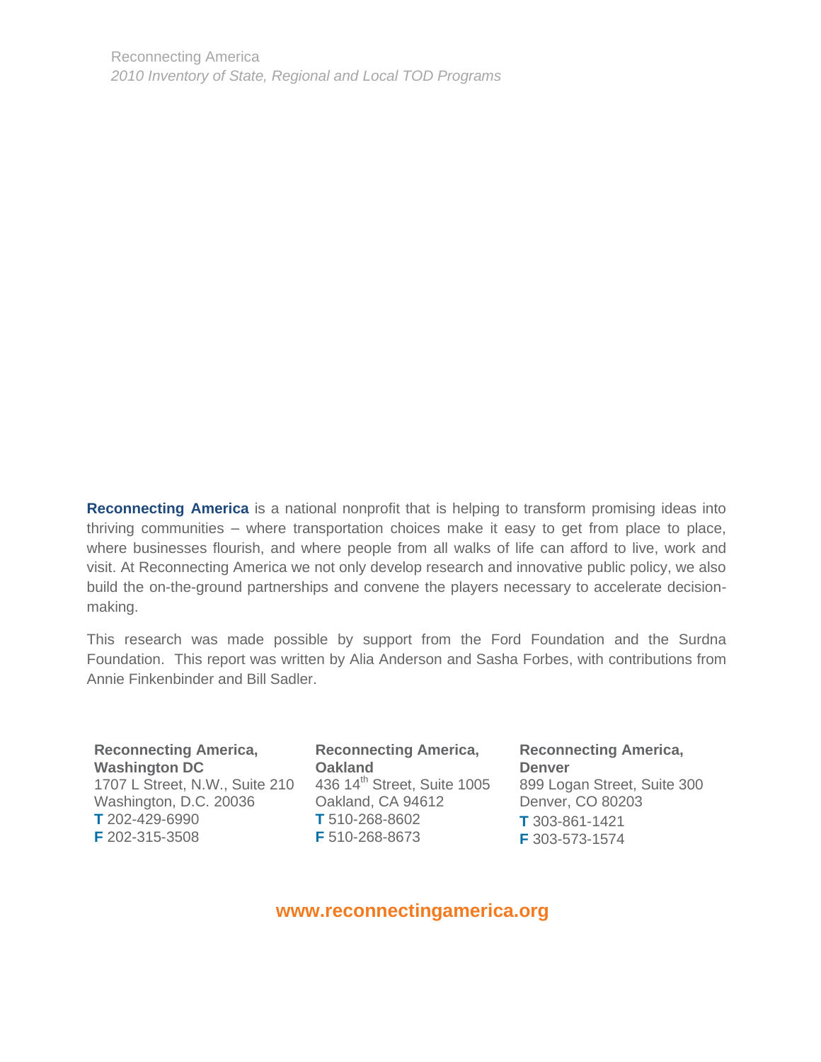**Reconnecting America** is a national nonprofit that is helping to transform promising ideas into thriving communities – where transportation choices make it easy to get from place to place, where businesses flourish, and where people from all walks of life can afford to live, work and visit. At Reconnecting America we not only develop research and innovative public policy, we also build the on-the-ground partnerships and convene the players necessary to accelerate decision-making.

This research was made possible by support from the Ford Foundation and the Surdna Foundation. This report was written by Alia Anderson and Sasha Forbes, with contributions from Annie Finkenbinder and Bill Sadler.

**Reconnecting America, Washington DC**
1707 L Street, N.W., Suite 210
Washington, D.C. 20036
**T** 202-429-6990
**F** 202-315-3508

**Reconnecting America, Oakland**
436 14th Street, Suite 1005
Oakland, CA 94612
**T** 510-268-8602
**F** 510-268-8673

**Reconnecting America, Denver**
899 Logan Street, Suite 300
Denver, CO 80203
**T** 303-861-1421
**F** 303-573-1574

**www.reconnectingamerica.org**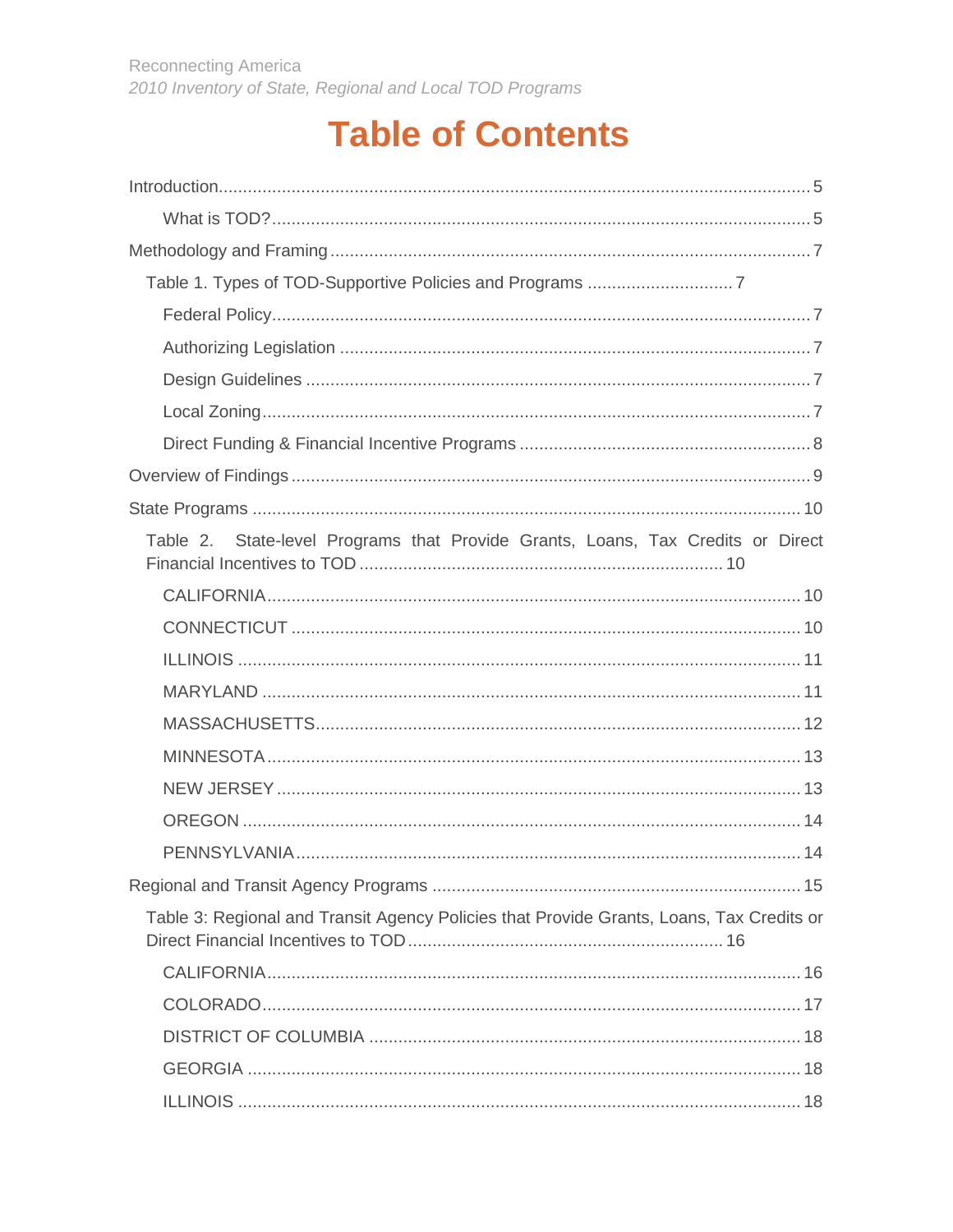# Table of Contents

Introduction........................................................................................................................5

What is TOD?........................................................................................................................5

Methodology and Framing.....................................................................................................7

Table 1. Types of TOD-Supportive Policies and Programs ..............................7

Federal Policy........................................................................................................................7

Authorizing Legislation .........................................................................................................7

Design Guidelines .................................................................................................................7

Local Zoning..........................................................................................................................7

Direct Funding & Financial Incentive Programs ....................................................................8

Overview of Findings.............................................................................................................9

State Programs ....................................................................................................................10

Table 2. State-level Programs that Provide Grants, Loans, Tax Credits or Direct Financial Incentives to TOD ..........................................................................10

CALIFORNIA........................................................................................................................10

CONNECTICUT ....................................................................................................................10

ILLINOIS ..............................................................................................................................11

MARYLAND ..........................................................................................................................11

MASSACHUSETTS................................................................................................................12

MINNESOTA.........................................................................................................................13

NEW JERSEY .......................................................................................................................13

OREGON ..............................................................................................................................14

PENNSYLVANIA...................................................................................................................14

Regional and Transit Agency Programs ................................................................................15

Table 3: Regional and Transit Agency Policies that Provide Grants, Loans, Tax Credits or Direct Financial Incentives to TOD.................................................................16

CALIFORNIA.........................................................................................................................16

COLORADO..........................................................................................................................17

DISTRICT OF COLUMBIA ....................................................................................................18

GEORGIA .............................................................................................................................18

ILLINOIS ..............................................................................................................................18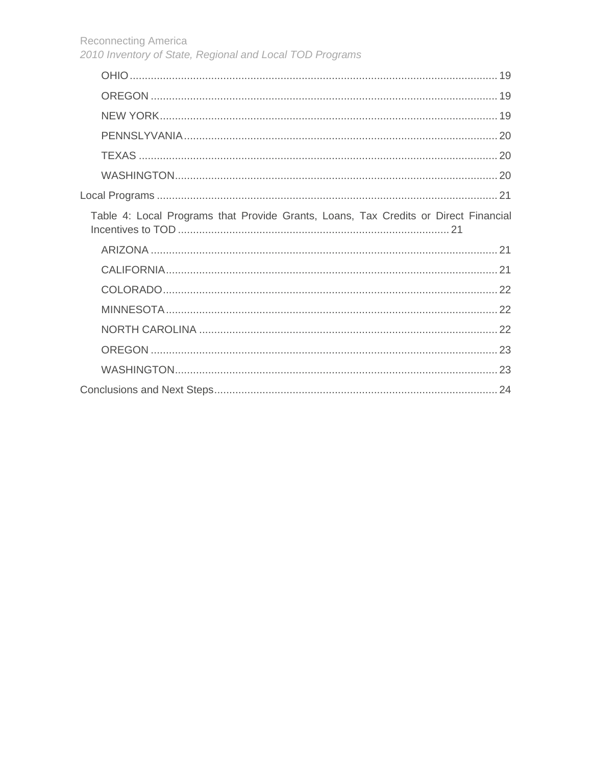- OHIO ........ 19
- OREGON ........ 19
- NEW YORK ........ 19
- PENNSLYVANIA ........ 20
- TEXAS ........ 20
- WASHINGTON ........ 20

Local Programs ........ 21

Table 4: Local Programs that Provide Grants, Loans, Tax Credits or Direct Financial Incentives to TOD ........ 21

- ARIZONA ........ 21
- CALIFORNIA ........ 21
- COLORADO ........ 22
- MINNESOTA ........ 22
- NORTH CAROLINA ........ 22
- OREGON ........ 23
- WASHINGTON ........ 23

Conclusions and Next Steps ........ 24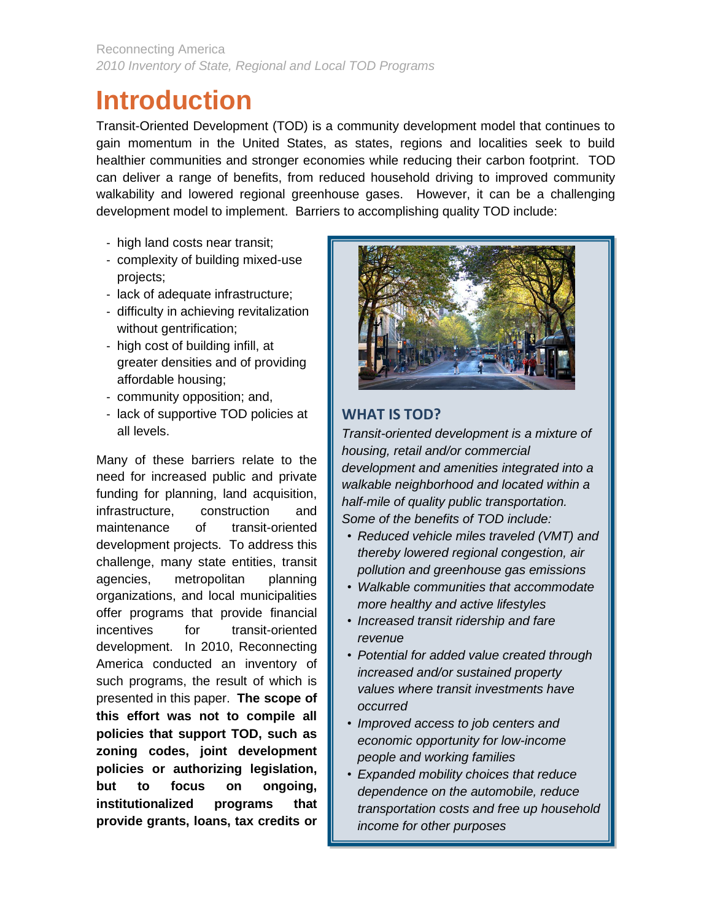# Introduction

Transit-Oriented Development (TOD) is a community development model that continues to gain momentum in the United States, as states, regions and localities seek to build healthier communities and stronger economies while reducing their carbon footprint. TOD can deliver a range of benefits, from reduced household driving to improved community walkability and lowered regional greenhouse gases. However, it can be a challenging development model to implement. Barriers to accomplishing quality TOD include:

- high land costs near transit;
- complexity of building mixed-use projects;
- lack of adequate infrastructure;
- difficulty in achieving revitalization without gentrification;
- high cost of building infill, at greater densities and of providing affordable housing;
- community opposition; and,
- lack of supportive TOD policies at all levels.

Many of these barriers relate to the need for increased public and private funding for planning, land acquisition, infrastructure, construction and maintenance of transit-oriented development projects. To address this challenge, many state entities, transit agencies, metropolitan planning organizations, and local municipalities offer programs that provide financial incentives for transit-oriented development. In 2010, Reconnecting America conducted an inventory of such programs, the result of which is presented in this paper. **The scope of this effort was not to compile all policies that support TOD, such as zoning codes, joint development policies or authorizing legislation, but to focus on ongoing, institutionalized programs that provide grants, loans, tax credits or**

## WHAT IS TOD?

*Transit-oriented development is a mixture of housing, retail and/or commercial development and amenities integrated into a walkable neighborhood and located within a half-mile of quality public transportation. Some of the benefits of TOD include:*

- *Reduced vehicle miles traveled (VMT) and thereby lowered regional congestion, air pollution and greenhouse gas emissions*
- *Walkable communities that accommodate more healthy and active lifestyles*
- *Increased transit ridership and fare revenue*
- *Potential for added value created through increased and/or sustained property values where transit investments have occurred*
- *Improved access to job centers and economic opportunity for low-income people and working families*
- *Expanded mobility choices that reduce dependence on the automobile, reduce transportation costs and free up household income for other purposes*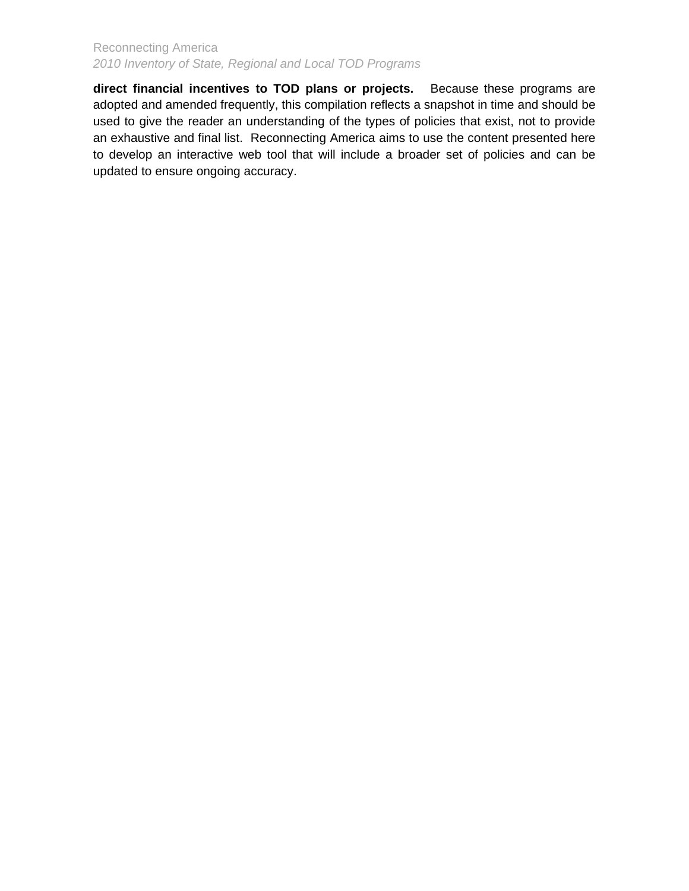**direct financial incentives to TOD plans or projects.** Because these programs are adopted and amended frequently, this compilation reflects a snapshot in time and should be used to give the reader an understanding of the types of policies that exist, not to provide an exhaustive and final list. Reconnecting America aims to use the content presented here to develop an interactive web tool that will include a broader set of policies and can be updated to ensure ongoing accuracy.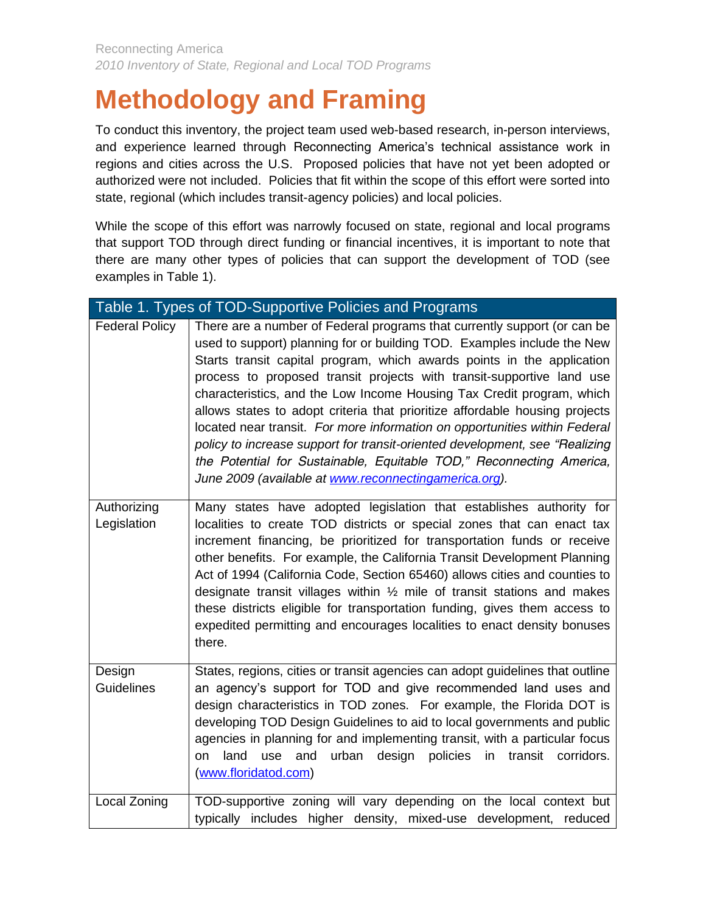# Methodology and Framing

To conduct this inventory, the project team used web-based research, in-person interviews, and experience learned through Reconnecting America's technical assistance work in regions and cities across the U.S. Proposed policies that have not yet been adopted or authorized were not included. Policies that fit within the scope of this effort were sorted into state, regional (which includes transit-agency policies) and local policies.

While the scope of this effort was narrowly focused on state, regional and local programs that support TOD through direct funding or financial incentives, it is important to note that there are many other types of policies that can support the development of TOD (see examples in Table 1).

| Table 1. Types of TOD-Supportive Policies and Programs | |
|---|---|
| Federal Policy | There are a number of Federal programs that currently support (or can be used to support) planning for or building TOD. Examples include the New Starts transit capital program, which awards points in the application process to proposed transit projects with transit-supportive land use characteristics, and the Low Income Housing Tax Credit program, which allows states to adopt criteria that prioritize affordable housing projects located near transit. *For more information on opportunities within Federal policy to increase support for transit-oriented development, see "Realizing the Potential for Sustainable, Equitable TOD," Reconnecting America, June 2009 (available at [www.reconnectingamerica.org](www.reconnectingamerica.org)).* |
| Authorizing Legislation | Many states have adopted legislation that establishes authority for localities to create TOD districts or special zones that can enact tax increment financing, be prioritized for transportation funds or receive other benefits. For example, the California Transit Development Planning Act of 1994 (California Code, Section 65460) allows cities and counties to designate transit villages within ½ mile of transit stations and makes these districts eligible for transportation funding, gives them access to expedited permitting and encourages localities to enact density bonuses there. |
| Design Guidelines | States, regions, cities or transit agencies can adopt guidelines that outline an agency's support for TOD and give recommended land uses and design characteristics in TOD zones. For example, the Florida DOT is developing TOD Design Guidelines to aid to local governments and public agencies in planning for and implementing transit, with a particular focus on land use and urban design policies in transit corridors. ([www.floridatod.com](www.floridatod.com)) |
| Local Zoning | TOD-supportive zoning will vary depending on the local context but typically includes higher density, mixed-use development, reduced |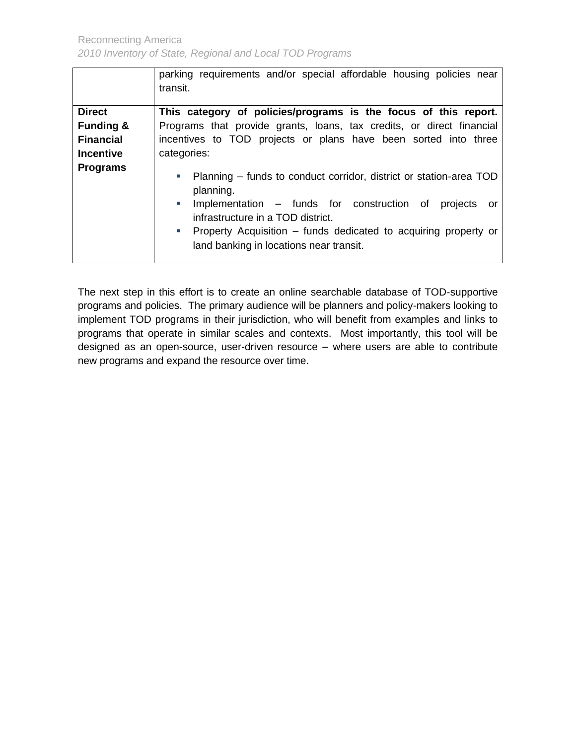| | |
|---|---|
| | parking requirements and/or special affordable housing policies near transit. |
| **Direct Funding & Financial Incentive Programs** | **This category of policies/programs is the focus of this report.** Programs that provide grants, loans, tax credits, or direct financial incentives to TOD projects or plans have been sorted into three categories:<br>▪ Planning – funds to conduct corridor, district or station-area TOD planning.<br>▪ Implementation – funds for construction of projects or infrastructure in a TOD district.<br>▪ Property Acquisition – funds dedicated to acquiring property or land banking in locations near transit. |

The next step in this effort is to create an online searchable database of TOD-supportive programs and policies. The primary audience will be planners and policy-makers looking to implement TOD programs in their jurisdiction, who will benefit from examples and links to programs that operate in similar scales and contexts. Most importantly, this tool will be designed as an open-source, user-driven resource – where users are able to contribute new programs and expand the resource over time.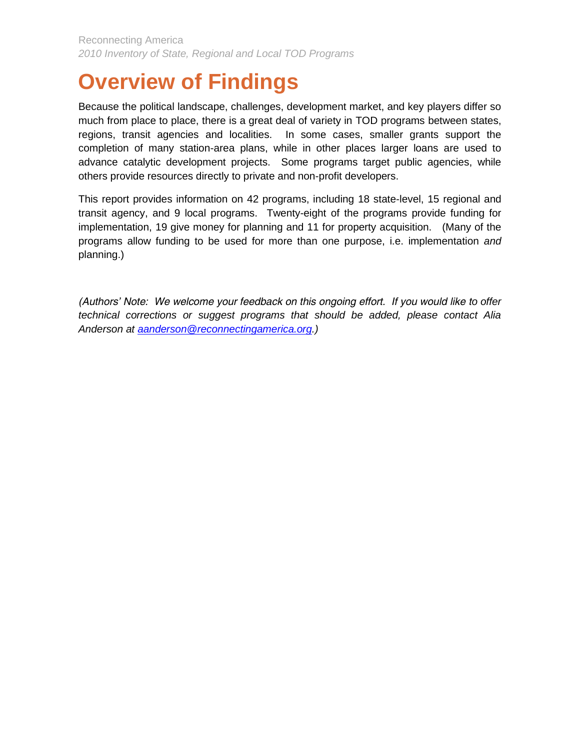# Overview of Findings

Because the political landscape, challenges, development market, and key players differ so much from place to place, there is a great deal of variety in TOD programs between states, regions, transit agencies and localities. In some cases, smaller grants support the completion of many station-area plans, while in other places larger loans are used to advance catalytic development projects. Some programs target public agencies, while others provide resources directly to private and non-profit developers.

This report provides information on 42 programs, including 18 state-level, 15 regional and transit agency, and 9 local programs. Twenty-eight of the programs provide funding for implementation, 19 give money for planning and 11 for property acquisition. (Many of the programs allow funding to be used for more than one purpose, i.e. implementation *and* planning.)

*(Authors' Note: We welcome your feedback on this ongoing effort. If you would like to offer technical corrections or suggest programs that should be added, please contact Alia Anderson at [aanderson@reconnectingamerica.org](mailto:aanderson@reconnectingamerica.org).)*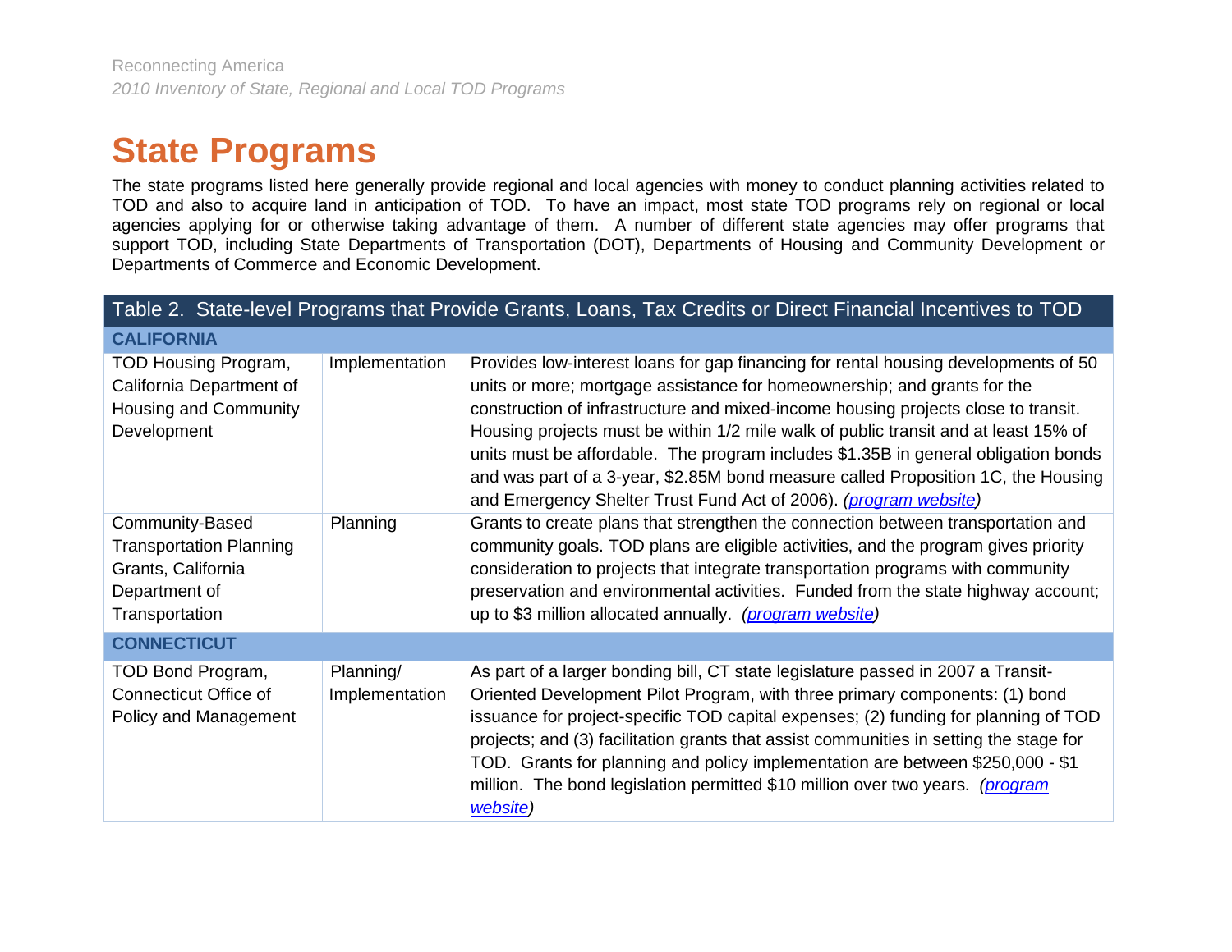# State Programs

The state programs listed here generally provide regional and local agencies with money to conduct planning activities related to TOD and also to acquire land in anticipation of TOD. To have an impact, most state TOD programs rely on regional or local agencies applying for or otherwise taking advantage of them. A number of different state agencies may offer programs that support TOD, including State Departments of Transportation (DOT), Departments of Housing and Community Development or Departments of Commerce and Economic Development.

| Table 2. State-level Programs that Provide Grants, Loans, Tax Credits or Direct Financial Incentives to TOD | | |
|---|---|---|
| **CALIFORNIA** | | |
| TOD Housing Program, California Department of Housing and Community Development | Implementation | Provides low-interest loans for gap financing for rental housing developments of 50 units or more; mortgage assistance for homeownership; and grants for the construction of infrastructure and mixed-income housing projects close to transit. Housing projects must be within 1/2 mile walk of public transit and at least 15% of units must be affordable. The program includes $1.35B in general obligation bonds and was part of a 3-year, $2.85M bond measure called Proposition 1C, the Housing and Emergency Shelter Trust Fund Act of 2006). *(program website)* |
| Community-Based Transportation Planning Grants, California Department of Transportation | Planning | Grants to create plans that strengthen the connection between transportation and community goals. TOD plans are eligible activities, and the program gives priority consideration to projects that integrate transportation programs with community preservation and environmental activities. Funded from the state highway account; up to $3 million allocated annually. *(program website)* |
| **CONNECTICUT** | | |
| TOD Bond Program, Connecticut Office of Policy and Management | Planning/ Implementation | As part of a larger bonding bill, CT state legislature passed in 2007 a Transit-Oriented Development Pilot Program, with three primary components: (1) bond issuance for project-specific TOD capital expenses; (2) funding for planning of TOD projects; and (3) facilitation grants that assist communities in setting the stage for TOD. Grants for planning and policy implementation are between $250,000 - $1 million. The bond legislation permitted $10 million over two years. *(program website)* |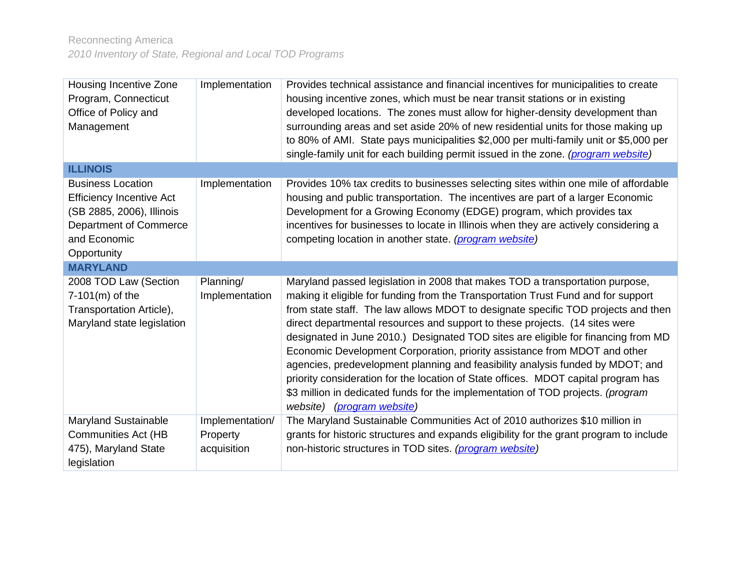| | | |
|---|---|---|
| Housing Incentive Zone Program, Connecticut Office of Policy and Management | Implementation | Provides technical assistance and financial incentives for municipalities to create housing incentive zones, which must be near transit stations or in existing developed locations. The zones must allow for higher-density development than surrounding areas and set aside 20% of new residential units for those making up to 80% of AMI. State pays municipalities $2,000 per multi-family unit or $5,000 per single-family unit for each building permit issued in the zone. *(program website)* |
| **ILLINOIS** | | |
| Business Location Efficiency Incentive Act (SB 2885, 2006), Illinois Department of Commerce and Economic Opportunity | Implementation | Provides 10% tax credits to businesses selecting sites within one mile of affordable housing and public transportation. The incentives are part of a larger Economic Development for a Growing Economy (EDGE) program, which provides tax incentives for businesses to locate in Illinois when they are actively considering a competing location in another state. *(program website)* |
| **MARYLAND** | | |
| 2008 TOD Law (Section 7-101(m) of the Transportation Article), Maryland state legislation | Planning/ Implementation | Maryland passed legislation in 2008 that makes TOD a transportation purpose, making it eligible for funding from the Transportation Trust Fund and for support from state staff. The law allows MDOT to designate specific TOD projects and then direct departmental resources and support to these projects. (14 sites were designated in June 2010.) Designated TOD sites are eligible for financing from MD Economic Development Corporation, priority assistance from MDOT and other agencies, predevelopment planning and feasibility analysis funded by MDOT; and priority consideration for the location of State offices. MDOT capital program has $3 million in dedicated funds for the implementation of TOD projects. *(program website)* *(program website)* |
| Maryland Sustainable Communities Act (HB 475), Maryland State legislation | Implementation/ Property acquisition | The Maryland Sustainable Communities Act of 2010 authorizes $10 million in grants for historic structures and expands eligibility for the grant program to include non-historic structures in TOD sites. *(program website)* |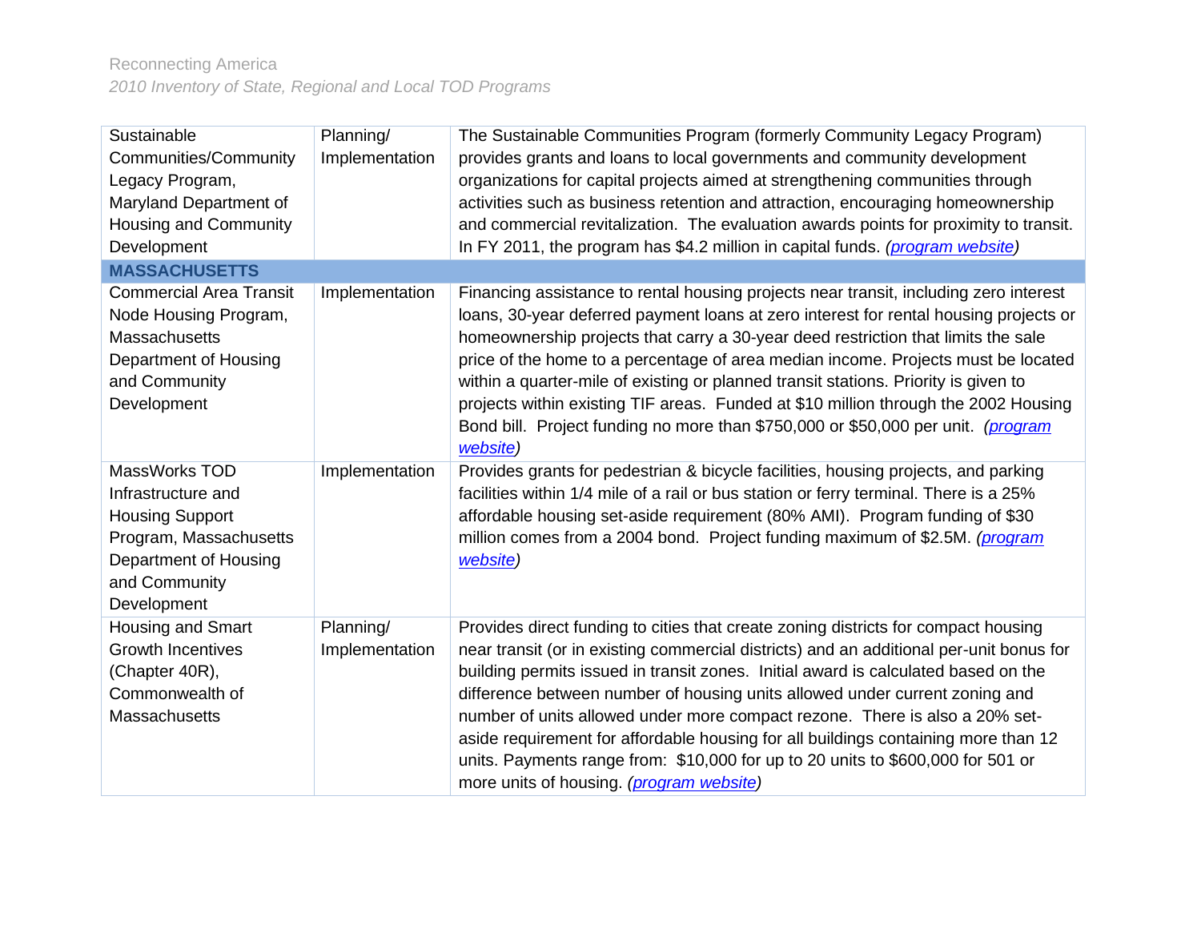| | | |
|---|---|---|
| Sustainable Communities/Community Legacy Program, Maryland Department of Housing and Community Development | Planning/ Implementation | The Sustainable Communities Program (formerly Community Legacy Program) provides grants and loans to local governments and community development organizations for capital projects aimed at strengthening communities through activities such as business retention and attraction, encouraging homeownership and commercial revitalization. The evaluation awards points for proximity to transit. In FY 2011, the program has $4.2 million in capital funds. *(program website)* |
| **MASSACHUSETTS** | | |
| Commercial Area Transit Node Housing Program, Massachusetts Department of Housing and Community Development | Implementation | Financing assistance to rental housing projects near transit, including zero interest loans, 30-year deferred payment loans at zero interest for rental housing projects or homeownership projects that carry a 30-year deed restriction that limits the sale price of the home to a percentage of area median income. Projects must be located within a quarter-mile of existing or planned transit stations. Priority is given to projects within existing TIF areas. Funded at $10 million through the 2002 Housing Bond bill. Project funding no more than $750,000 or $50,000 per unit. *(program website)* |
| MassWorks TOD Infrastructure and Housing Support Program, Massachusetts Department of Housing and Community Development | Implementation | Provides grants for pedestrian & bicycle facilities, housing projects, and parking facilities within 1/4 mile of a rail or bus station or ferry terminal. There is a 25% affordable housing set-aside requirement (80% AMI). Program funding of $30 million comes from a 2004 bond. Project funding maximum of $2.5M. *(program website)* |
| Housing and Smart Growth Incentives (Chapter 40R), Commonwealth of Massachusetts | Planning/ Implementation | Provides direct funding to cities that create zoning districts for compact housing near transit (or in existing commercial districts) and an additional per-unit bonus for building permits issued in transit zones. Initial award is calculated based on the difference between number of housing units allowed under current zoning and number of units allowed under more compact rezone. There is also a 20% set-aside requirement for affordable housing for all buildings containing more than 12 units. Payments range from: $10,000 for up to 20 units to $600,000 for 501 or more units of housing. *(program website)* |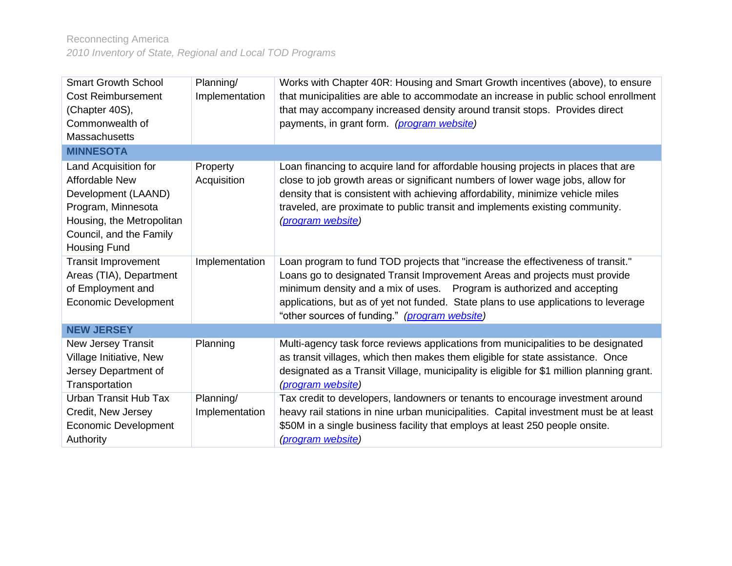| | | |
|---|---|---|
| Smart Growth School Cost Reimbursement (Chapter 40S), Commonwealth of Massachusetts | Planning/ Implementation | Works with Chapter 40R: Housing and Smart Growth incentives (above), to ensure that municipalities are able to accommodate an increase in public school enrollment that may accompany increased density around transit stops. Provides direct payments, in grant form. *(program website)* |
| **MINNESOTA** | | |
| Land Acquisition for Affordable New Development (LAAND) Program, Minnesota Housing, the Metropolitan Council, and the Family Housing Fund | Property Acquisition | Loan financing to acquire land for affordable housing projects in places that are close to job growth areas or significant numbers of lower wage jobs, allow for density that is consistent with achieving affordability, minimize vehicle miles traveled, are proximate to public transit and implements existing community. *(program website)* |
| Transit Improvement Areas (TIA), Department of Employment and Economic Development | Implementation | Loan program to fund TOD projects that "increase the effectiveness of transit." Loans go to designated Transit Improvement Areas and projects must provide minimum density and a mix of uses. Program is authorized and accepting applications, but as of yet not funded. State plans to use applications to leverage "other sources of funding." *(program website)* |
| **NEW JERSEY** | | |
| New Jersey Transit Village Initiative, New Jersey Department of Transportation | Planning | Multi-agency task force reviews applications from municipalities to be designated as transit villages, which then makes them eligible for state assistance. Once designated as a Transit Village, municipality is eligible for $1 million planning grant. *(program website)* |
| Urban Transit Hub Tax Credit, New Jersey Economic Development Authority | Planning/ Implementation | Tax credit to developers, landowners or tenants to encourage investment around heavy rail stations in nine urban municipalities. Capital investment must be at least $50M in a single business facility that employs at least 250 people onsite. *(program website)* |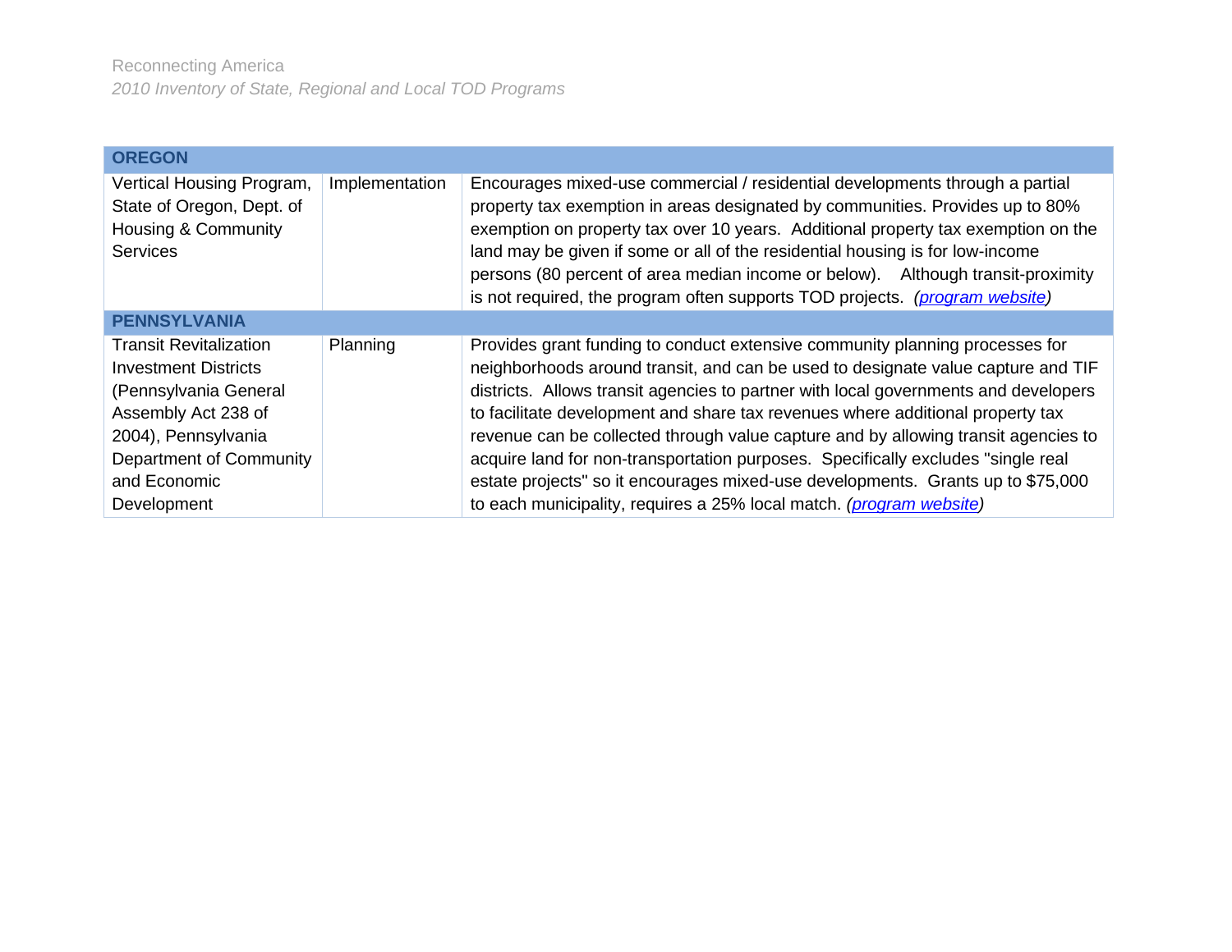| OREGON | | |
|---|---|---|
| Vertical Housing Program, State of Oregon, Dept. of Housing & Community Services | Implementation | Encourages mixed-use commercial / residential developments through a partial property tax exemption in areas designated by communities. Provides up to 80% exemption on property tax over 10 years. Additional property tax exemption on the land may be given if some or all of the residential housing is for low-income persons (80 percent of area median income or below). Although transit-proximity is not required, the program often supports TOD projects. *(program website)* |
| **PENNSYLVANIA** | | |
| Transit Revitalization Investment Districts (Pennsylvania General Assembly Act 238 of 2004), Pennsylvania Department of Community and Economic Development | Planning | Provides grant funding to conduct extensive community planning processes for neighborhoods around transit, and can be used to designate value capture and TIF districts. Allows transit agencies to partner with local governments and developers to facilitate development and share tax revenues where additional property tax revenue can be collected through value capture and by allowing transit agencies to acquire land for non-transportation purposes. Specifically excludes "single real estate projects" so it encourages mixed-use developments. Grants up to $75,000 to each municipality, requires a 25% local match. *(program website)* |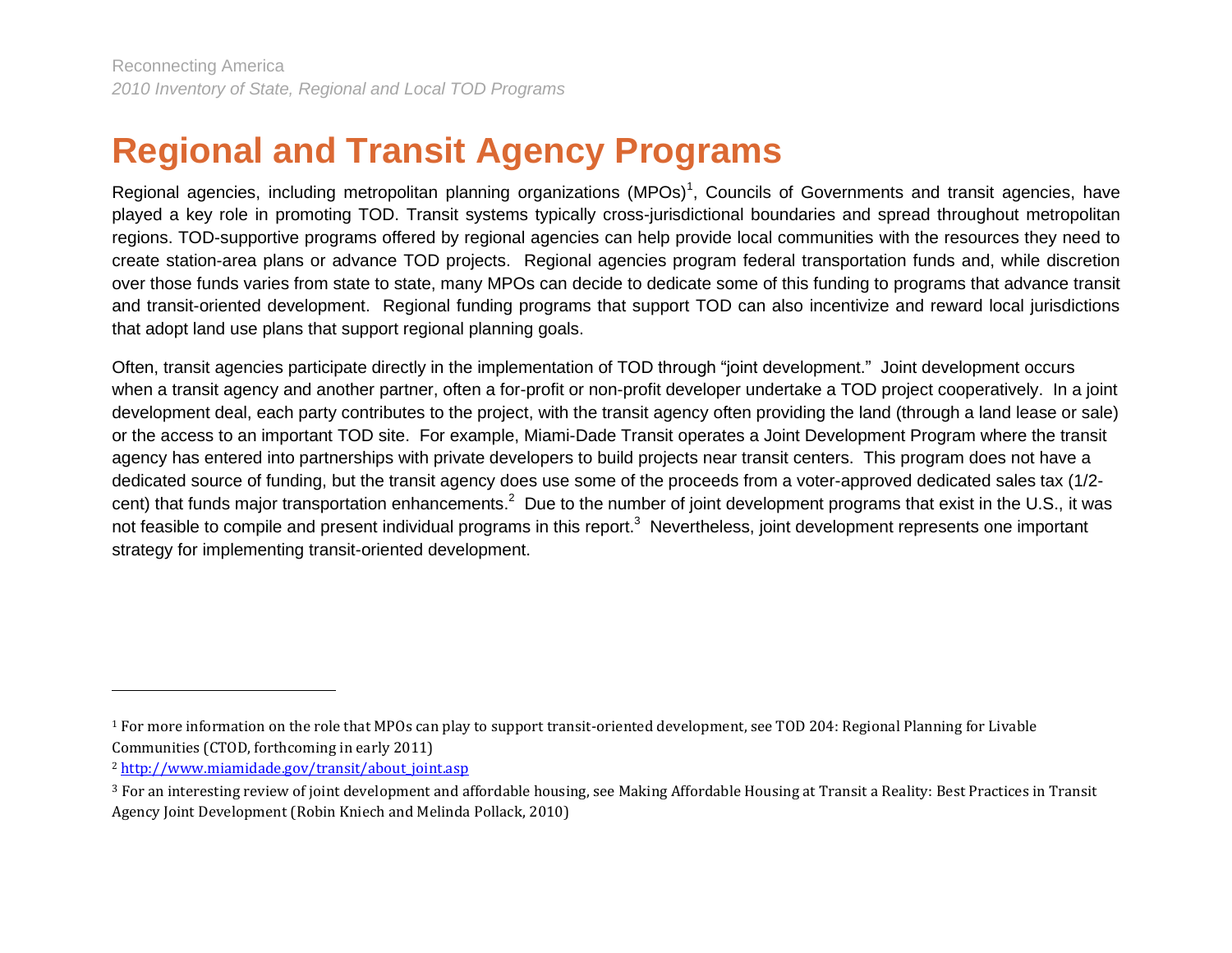# Regional and Transit Agency Programs

Regional agencies, including metropolitan planning organizations (MPOs)[1], Councils of Governments and transit agencies, have played a key role in promoting TOD. Transit systems typically cross-jurisdictional boundaries and spread throughout metropolitan regions. TOD-supportive programs offered by regional agencies can help provide local communities with the resources they need to create station-area plans or advance TOD projects. Regional agencies program federal transportation funds and, while discretion over those funds varies from state to state, many MPOs can decide to dedicate some of this funding to programs that advance transit and transit-oriented development. Regional funding programs that support TOD can also incentivize and reward local jurisdictions that adopt land use plans that support regional planning goals.

Often, transit agencies participate directly in the implementation of TOD through "joint development." Joint development occurs when a transit agency and another partner, often a for-profit or non-profit developer undertake a TOD project cooperatively. In a joint development deal, each party contributes to the project, with the transit agency often providing the land (through a land lease or sale) or the access to an important TOD site. For example, Miami-Dade Transit operates a Joint Development Program where the transit agency has entered into partnerships with private developers to build projects near transit centers. This program does not have a dedicated source of funding, but the transit agency does use some of the proceeds from a voter-approved dedicated sales tax (1/2-cent) that funds major transportation enhancements.[2] Due to the number of joint development programs that exist in the U.S., it was not feasible to compile and present individual programs in this report.[3] Nevertheless, joint development represents one important strategy for implementing transit-oriented development.

---

[1] For more information on the role that MPOs can play to support transit-oriented development, see TOD 204: Regional Planning for Livable Communities (CTOD, forthcoming in early 2011)

[2] [http://www.miamidade.gov/transit/about_joint.asp](http://www.miamidade.gov/transit/about_joint.asp)

[3] For an interesting review of joint development and affordable housing, see Making Affordable Housing at Transit a Reality: Best Practices in Transit Agency Joint Development (Robin Kniech and Melinda Pollack, 2010)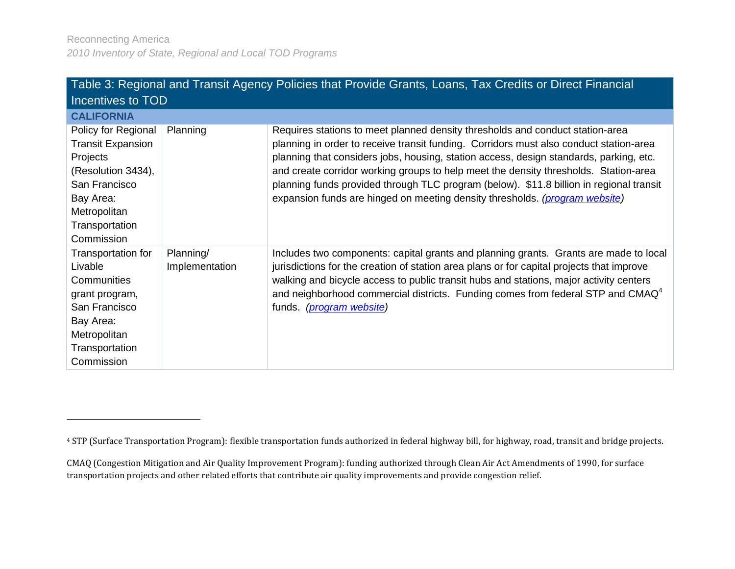## Table 3: Regional and Transit Agency Policies that Provide Grants, Loans, Tax Credits or Direct Financial Incentives to TOD

| **CALIFORNIA** | | |
|---|---|---|
| Policy for Regional Transit Expansion Projects (Resolution 3434), San Francisco Bay Area: Metropolitan Transportation Commission | Planning | Requires stations to meet planned density thresholds and conduct station-area planning in order to receive transit funding. Corridors must also conduct station-area planning that considers jobs, housing, station access, design standards, parking, etc. and create corridor working groups to help meet the density thresholds. Station-area planning funds provided through TLC program (below). $11.8 billion in regional transit expansion funds are hinged on meeting density thresholds. *(program website)* |
| Transportation for Livable Communities grant program, San Francisco Bay Area: Metropolitan Transportation Commission | Planning/ Implementation | Includes two components: capital grants and planning grants. Grants are made to local jurisdictions for the creation of station area plans or for capital projects that improve walking and bicycle access to public transit hubs and stations, major activity centers and neighborhood commercial districts. Funding comes from federal STP and CMAQ[4] funds. *(program website)* |

---

[4] STP (Surface Transportation Program): flexible transportation funds authorized in federal highway bill, for highway, road, transit and bridge projects.

CMAQ (Congestion Mitigation and Air Quality Improvement Program): funding authorized through Clean Air Act Amendments of 1990, for surface transportation projects and other related efforts that contribute air quality improvements and provide congestion relief.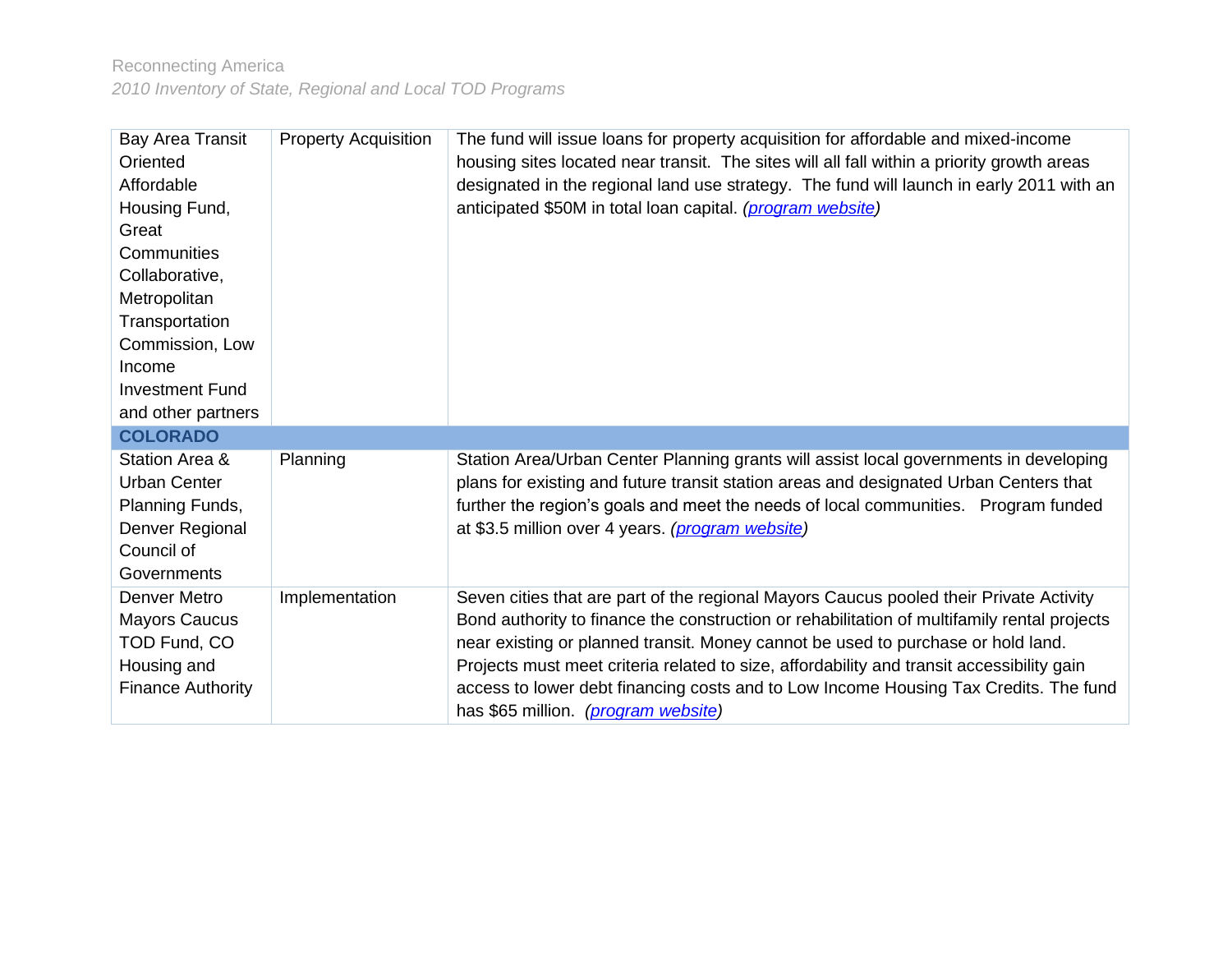| | | |
|---|---|---|
| Bay Area Transit Oriented Affordable Housing Fund, Great Communities Collaborative, Metropolitan Transportation Commission, Low Income Investment Fund and other partners | Property Acquisition | The fund will issue loans for property acquisition for affordable and mixed-income housing sites located near transit. The sites will all fall within a priority growth areas designated in the regional land use strategy. The fund will launch in early 2011 with an anticipated $50M in total loan capital. *(program website)* |
| **COLORADO** | | |
| Station Area & Urban Center Planning Funds, Denver Regional Council of Governments | Planning | Station Area/Urban Center Planning grants will assist local governments in developing plans for existing and future transit station areas and designated Urban Centers that further the region's goals and meet the needs of local communities. Program funded at $3.5 million over 4 years. *(program website)* |
| Denver Metro Mayors Caucus TOD Fund, CO Housing and Finance Authority | Implementation | Seven cities that are part of the regional Mayors Caucus pooled their Private Activity Bond authority to finance the construction or rehabilitation of multifamily rental projects near existing or planned transit. Money cannot be used to purchase or hold land. Projects must meet criteria related to size, affordability and transit accessibility gain access to lower debt financing costs and to Low Income Housing Tax Credits. The fund has $65 million. *(program website)* |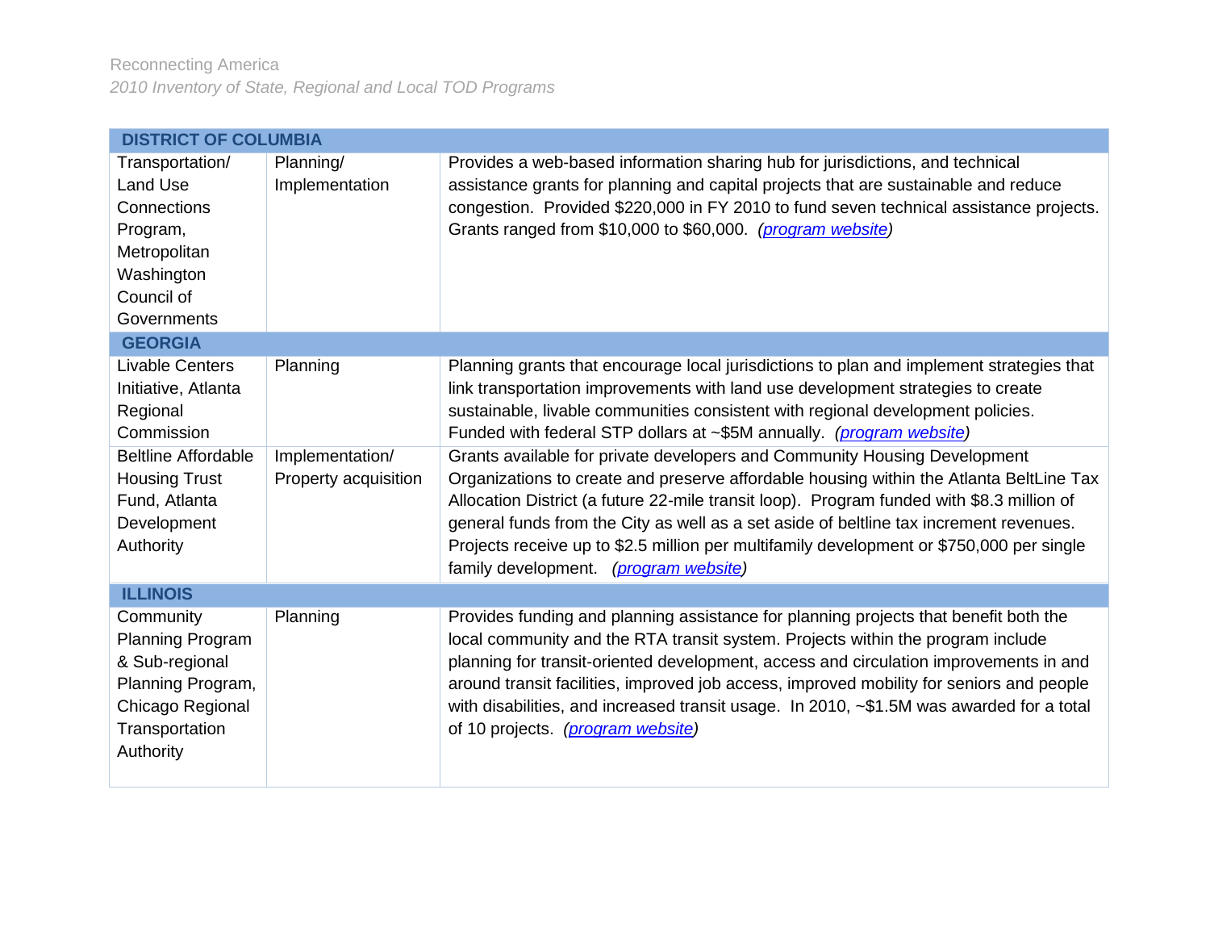| DISTRICT OF COLUMBIA | | |
|---|---|---|
| Transportation/ Land Use Connections Program, Metropolitan Washington Council of Governments | Planning/ Implementation | Provides a web-based information sharing hub for jurisdictions, and technical assistance grants for planning and capital projects that are sustainable and reduce congestion. Provided $220,000 in FY 2010 to fund seven technical assistance projects. Grants ranged from $10,000 to $60,000. *(program website)* |
| **GEORGIA** | | |
| Livable Centers Initiative, Atlanta Regional Commission | Planning | Planning grants that encourage local jurisdictions to plan and implement strategies that link transportation improvements with land use development strategies to create sustainable, livable communities consistent with regional development policies. Funded with federal STP dollars at ~$5M annually. *(program website)* |
| Beltline Affordable Housing Trust Fund, Atlanta Development Authority | Implementation/ Property acquisition | Grants available for private developers and Community Housing Development Organizations to create and preserve affordable housing within the Atlanta BeltLine Tax Allocation District (a future 22-mile transit loop). Program funded with $8.3 million of general funds from the City as well as a set aside of beltline tax increment revenues. Projects receive up to $2.5 million per multifamily development or $750,000 per single family development. *(program website)* |
| **ILLINOIS** | | |
| Community Planning Program & Sub-regional Planning Program, Chicago Regional Transportation Authority | Planning | Provides funding and planning assistance for planning projects that benefit both the local community and the RTA transit system. Projects within the program include planning for transit-oriented development, access and circulation improvements in and around transit facilities, improved job access, improved mobility for seniors and people with disabilities, and increased transit usage. In 2010, ~$1.5M was awarded for a total of 10 projects. *(program website)* |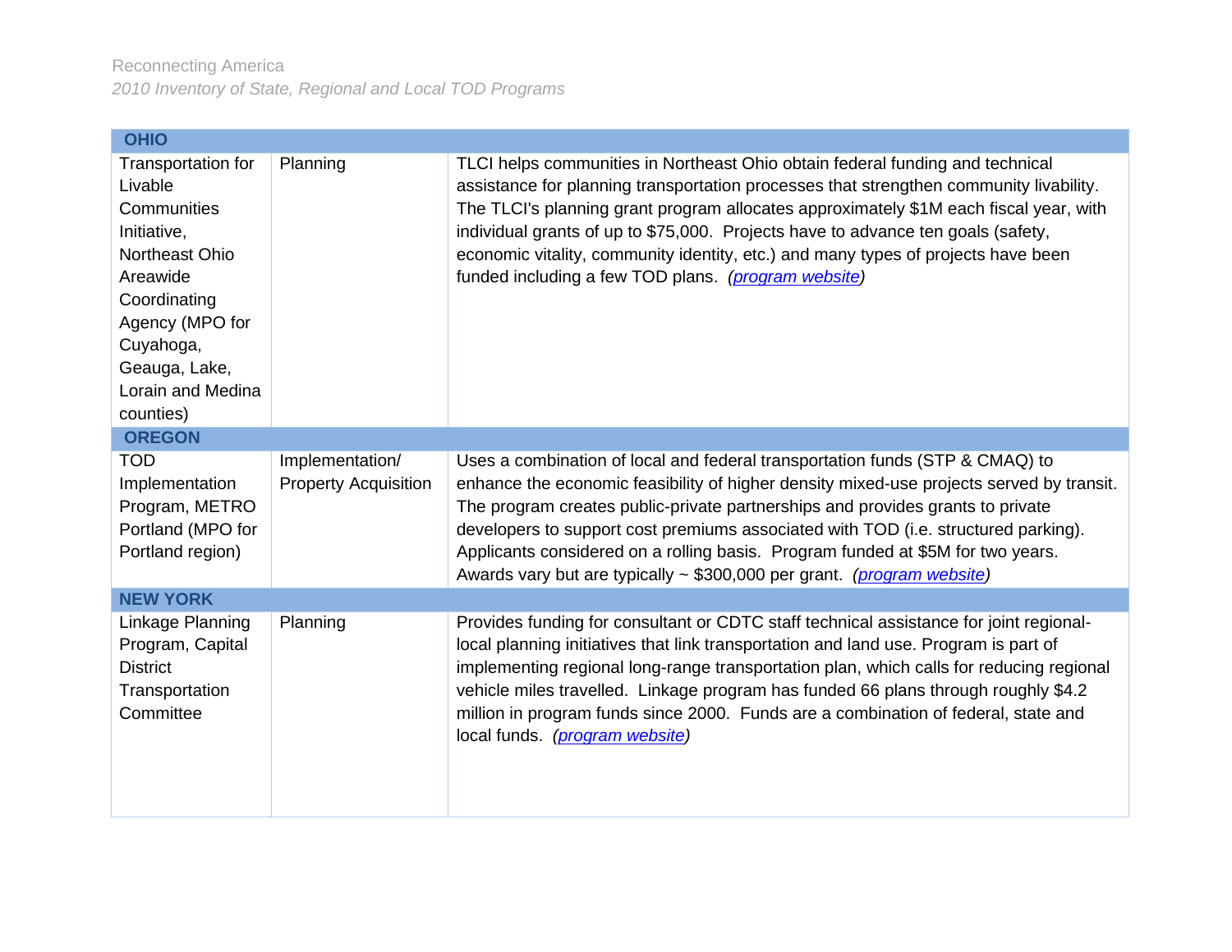| OHIO | | |
|---|---|---|
| Transportation for Livable Communities Initiative, Northeast Ohio Areawide Coordinating Agency (MPO for Cuyahoga, Geauga, Lake, Lorain and Medina counties) | Planning | TLCI helps communities in Northeast Ohio obtain federal funding and technical assistance for planning transportation processes that strengthen community livability. The TLCI's planning grant program allocates approximately $1M each fiscal year, with individual grants of up to $75,000. Projects have to advance ten goals (safety, economic vitality, community identity, etc.) and many types of projects have been funded including a few TOD plans. *(program website)* |
| **OREGON** | | |
| TOD Implementation Program, METRO Portland (MPO for Portland region) | Implementation/ Property Acquisition | Uses a combination of local and federal transportation funds (STP & CMAQ) to enhance the economic feasibility of higher density mixed-use projects served by transit. The program creates public-private partnerships and provides grants to private developers to support cost premiums associated with TOD (i.e. structured parking). Applicants considered on a rolling basis. Program funded at $5M for two years. Awards vary but are typically ~ $300,000 per grant. *(program website)* |
| **NEW YORK** | | |
| Linkage Planning Program, Capital District Transportation Committee | Planning | Provides funding for consultant or CDTC staff technical assistance for joint regional-local planning initiatives that link transportation and land use. Program is part of implementing regional long-range transportation plan, which calls for reducing regional vehicle miles travelled. Linkage program has funded 66 plans through roughly $4.2 million in program funds since 2000. Funds are a combination of federal, state and local funds. *(program website)* |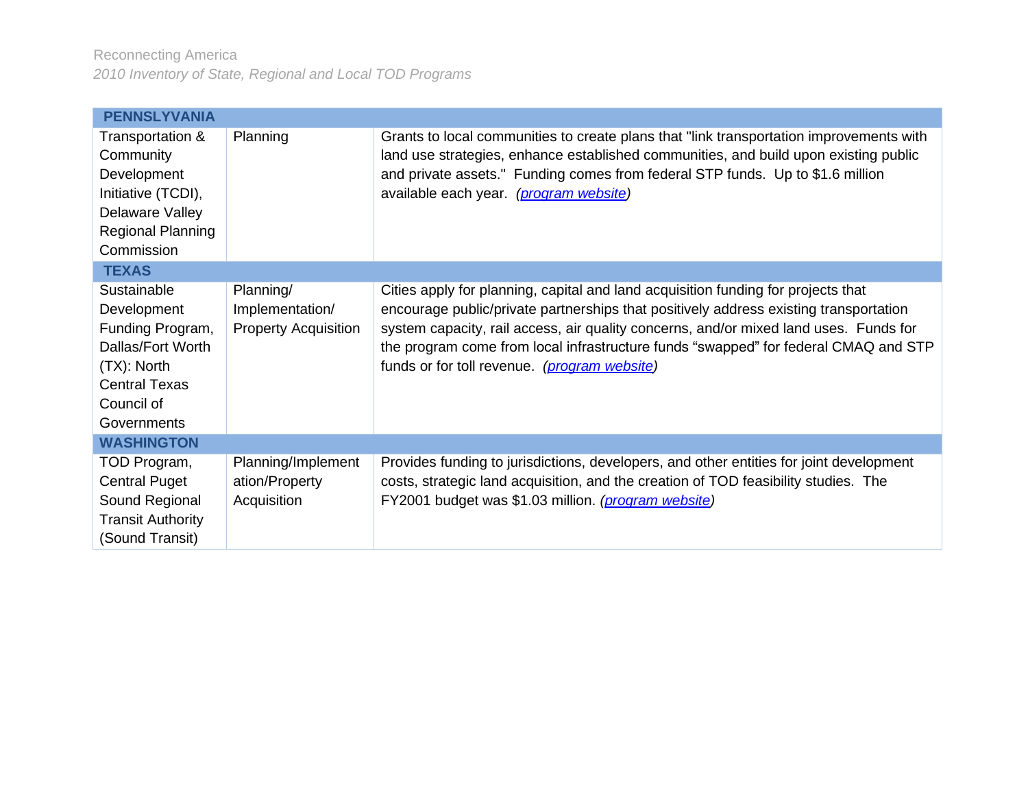| PENNSLYVANIA | | |
|---|---|---|
| Transportation & Community Development Initiative (TCDI), Delaware Valley Regional Planning Commission | Planning | Grants to local communities to create plans that "link transportation improvements with land use strategies, enhance established communities, and build upon existing public and private assets." Funding comes from federal STP funds. Up to $1.6 million available each year. *(program website)* |
| **TEXAS** | | |
| Sustainable Development Funding Program, Dallas/Fort Worth (TX): North Central Texas Council of Governments | Planning/ Implementation/ Property Acquisition | Cities apply for planning, capital and land acquisition funding for projects that encourage public/private partnerships that positively address existing transportation system capacity, rail access, air quality concerns, and/or mixed land uses. Funds for the program come from local infrastructure funds “swapped” for federal CMAQ and STP funds or for toll revenue. *(program website)* |
| **WASHINGTON** | | |
| TOD Program, Central Puget Sound Regional Transit Authority (Sound Transit) | Planning/Implementation/Property Acquisition | Provides funding to jurisdictions, developers, and other entities for joint development costs, strategic land acquisition, and the creation of TOD feasibility studies. The FY2001 budget was $1.03 million. *(program website)* |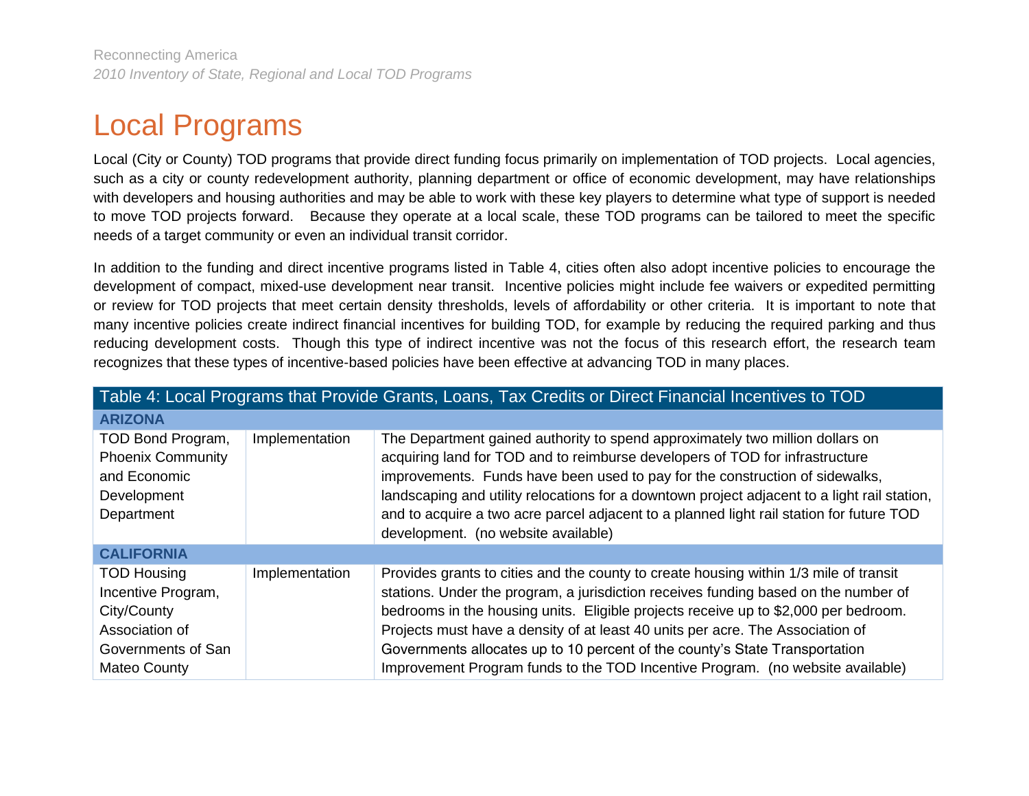# Local Programs

Local (City or County) TOD programs that provide direct funding focus primarily on implementation of TOD projects. Local agencies, such as a city or county redevelopment authority, planning department or office of economic development, may have relationships with developers and housing authorities and may be able to work with these key players to determine what type of support is needed to move TOD projects forward. Because they operate at a local scale, these TOD programs can be tailored to meet the specific needs of a target community or even an individual transit corridor.

In addition to the funding and direct incentive programs listed in Table 4, cities often also adopt incentive policies to encourage the development of compact, mixed-use development near transit. Incentive policies might include fee waivers or expedited permitting or review for TOD projects that meet certain density thresholds, levels of affordability or other criteria. It is important to note that many incentive policies create indirect financial incentives for building TOD, for example by reducing the required parking and thus reducing development costs. Though this type of indirect incentive was not the focus of this research effort, the research team recognizes that these types of incentive-based policies have been effective at advancing TOD in many places.

| Table 4: Local Programs that Provide Grants, Loans, Tax Credits or Direct Financial Incentives to TOD | | |
|---|---|---|
| **ARIZONA** | | |
| TOD Bond Program, Phoenix Community and Economic Development Department | Implementation | The Department gained authority to spend approximately two million dollars on acquiring land for TOD and to reimburse developers of TOD for infrastructure improvements. Funds have been used to pay for the construction of sidewalks, landscaping and utility relocations for a downtown project adjacent to a light rail station, and to acquire a two acre parcel adjacent to a planned light rail station for future TOD development. (no website available) |
| **CALIFORNIA** | | |
| TOD Housing Incentive Program, City/County Association of Governments of San Mateo County | Implementation | Provides grants to cities and the county to create housing within 1/3 mile of transit stations. Under the program, a jurisdiction receives funding based on the number of bedrooms in the housing units. Eligible projects receive up to $2,000 per bedroom. Projects must have a density of at least 40 units per acre. The Association of Governments allocates up to 10 percent of the county's State Transportation Improvement Program funds to the TOD Incentive Program. (no website available) |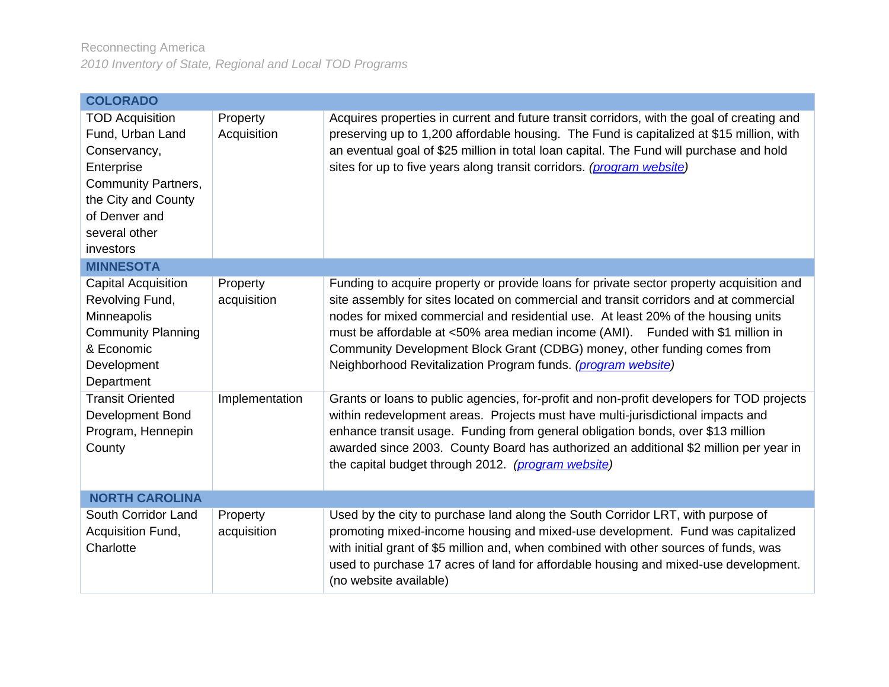| COLORADO | | |
|---|---|---|
| TOD Acquisition Fund, Urban Land Conservancy, Enterprise Community Partners, the City and County of Denver and several other investors | Property Acquisition | Acquires properties in current and future transit corridors, with the goal of creating and preserving up to 1,200 affordable housing. The Fund is capitalized at $15 million, with an eventual goal of $25 million in total loan capital. The Fund will purchase and hold sites for up to five years along transit corridors. *(program website)* |
| **MINNESOTA** | | |
| Capital Acquisition Revolving Fund, Minneapolis Community Planning & Economic Development Department | Property acquisition | Funding to acquire property or provide loans for private sector property acquisition and site assembly for sites located on commercial and transit corridors and at commercial nodes for mixed commercial and residential use. At least 20% of the housing units must be affordable at <50% area median income (AMI). Funded with $1 million in Community Development Block Grant (CDBG) money, other funding comes from Neighborhood Revitalization Program funds. *(program website)* |
| Transit Oriented Development Bond Program, Hennepin County | Implementation | Grants or loans to public agencies, for-profit and non-profit developers for TOD projects within redevelopment areas. Projects must have multi-jurisdictional impacts and enhance transit usage. Funding from general obligation bonds, over $13 million awarded since 2003. County Board has authorized an additional $2 million per year in the capital budget through 2012. *(program website)* |
| **NORTH CAROLINA** | | |
| South Corridor Land Acquisition Fund, Charlotte | Property acquisition | Used by the city to purchase land along the South Corridor LRT, with purpose of promoting mixed-income housing and mixed-use development. Fund was capitalized with initial grant of $5 million and, when combined with other sources of funds, was used to purchase 17 acres of land for affordable housing and mixed-use development. (no website available) |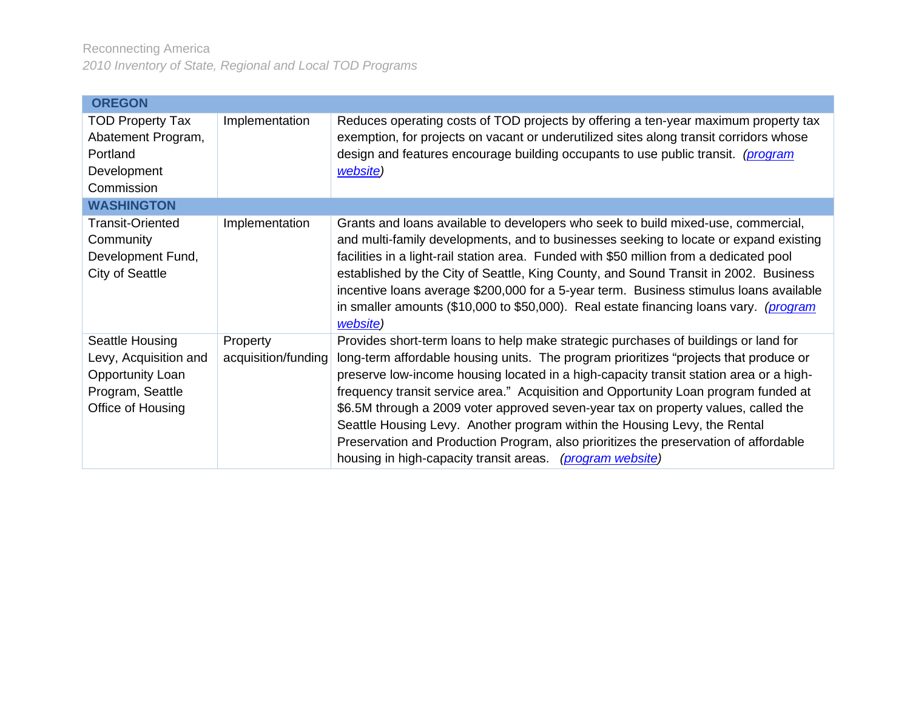| OREGON | | |
|---|---|---|
| TOD Property Tax Abatement Program, Portland Development Commission | Implementation | Reduces operating costs of TOD projects by offering a ten-year maximum property tax exemption, for projects on vacant or underutilized sites along transit corridors whose design and features encourage building occupants to use public transit. *(program website)* |
| **WASHINGTON** | | |
| Transit-Oriented Community Development Fund, City of Seattle | Implementation | Grants and loans available to developers who seek to build mixed-use, commercial, and multi-family developments, and to businesses seeking to locate or expand existing facilities in a light-rail station area. Funded with $50 million from a dedicated pool established by the City of Seattle, King County, and Sound Transit in 2002. Business incentive loans average $200,000 for a 5-year term. Business stimulus loans available in smaller amounts ($10,000 to $50,000). Real estate financing loans vary. *(program website)* |
| Seattle Housing Levy, Acquisition and Opportunity Loan Program, Seattle Office of Housing | Property acquisition/funding | Provides short-term loans to help make strategic purchases of buildings or land for long-term affordable housing units. The program prioritizes "projects that produce or preserve low-income housing located in a high-capacity transit station area or a high-frequency transit service area." Acquisition and Opportunity Loan program funded at $6.5M through a 2009 voter approved seven-year tax on property values, called the Seattle Housing Levy. Another program within the Housing Levy, the Rental Preservation and Production Program, also prioritizes the preservation of affordable housing in high-capacity transit areas. *(program website)* |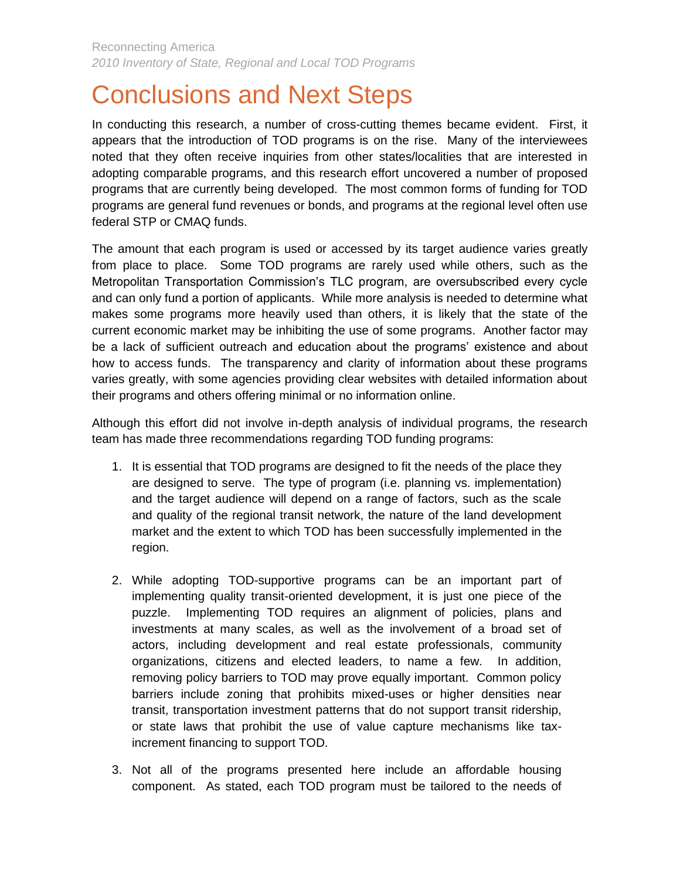# Conclusions and Next Steps

In conducting this research, a number of cross-cutting themes became evident. First, it appears that the introduction of TOD programs is on the rise. Many of the interviewees noted that they often receive inquiries from other states/localities that are interested in adopting comparable programs, and this research effort uncovered a number of proposed programs that are currently being developed. The most common forms of funding for TOD programs are general fund revenues or bonds, and programs at the regional level often use federal STP or CMAQ funds.

The amount that each program is used or accessed by its target audience varies greatly from place to place. Some TOD programs are rarely used while others, such as the Metropolitan Transportation Commission's TLC program, are oversubscribed every cycle and can only fund a portion of applicants. While more analysis is needed to determine what makes some programs more heavily used than others, it is likely that the state of the current economic market may be inhibiting the use of some programs. Another factor may be a lack of sufficient outreach and education about the programs' existence and about how to access funds. The transparency and clarity of information about these programs varies greatly, with some agencies providing clear websites with detailed information about their programs and others offering minimal or no information online.

Although this effort did not involve in-depth analysis of individual programs, the research team has made three recommendations regarding TOD funding programs:

1. It is essential that TOD programs are designed to fit the needs of the place they are designed to serve. The type of program (i.e. planning vs. implementation) and the target audience will depend on a range of factors, such as the scale and quality of the regional transit network, the nature of the land development market and the extent to which TOD has been successfully implemented in the region.

2. While adopting TOD-supportive programs can be an important part of implementing quality transit-oriented development, it is just one piece of the puzzle. Implementing TOD requires an alignment of policies, plans and investments at many scales, as well as the involvement of a broad set of actors, including development and real estate professionals, community organizations, citizens and elected leaders, to name a few. In addition, removing policy barriers to TOD may prove equally important. Common policy barriers include zoning that prohibits mixed-uses or higher densities near transit, transportation investment patterns that do not support transit ridership, or state laws that prohibit the use of value capture mechanisms like tax-increment financing to support TOD.

3. Not all of the programs presented here include an affordable housing component. As stated, each TOD program must be tailored to the needs of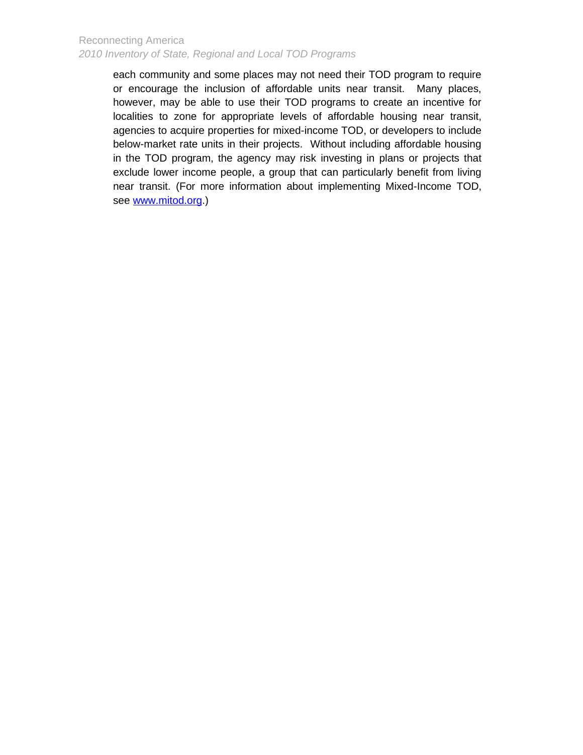each community and some places may not need their TOD program to require or encourage the inclusion of affordable units near transit. Many places, however, may be able to use their TOD programs to create an incentive for localities to zone for appropriate levels of affordable housing near transit, agencies to acquire properties for mixed-income TOD, or developers to include below-market rate units in their projects. Without including affordable housing in the TOD program, the agency may risk investing in plans or projects that exclude lower income people, a group that can particularly benefit from living near transit. (For more information about implementing Mixed-Income TOD, see [www.mitod.org](http://www.mitod.org).)